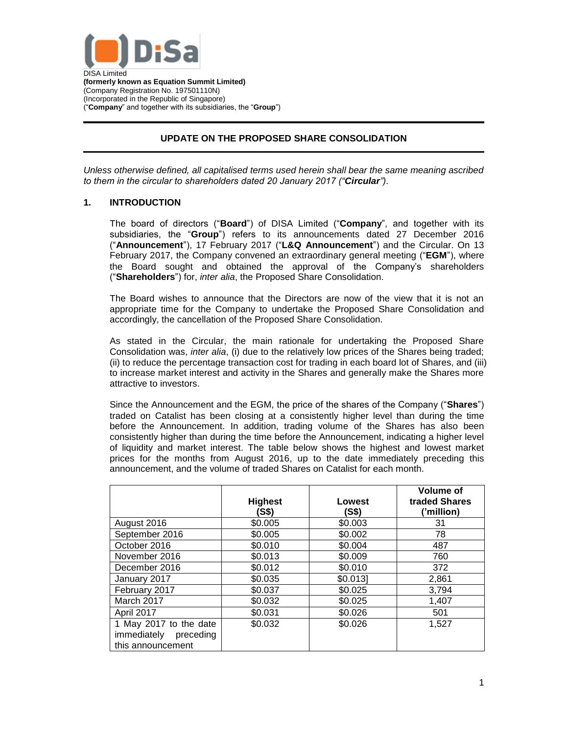DISA Limited
**(formerly known as Equation Summit Limited)**
(Company Registration No. 197501110N)
(Incorporated in the Republic of Singapore)
("**Company**" and together with its subsidiaries, the "**Group**")

## UPDATE ON THE PROPOSED SHARE CONSOLIDATION

*Unless otherwise defined, all capitalised terms used herein shall bear the same meaning ascribed to them in the circular to shareholders dated 20 January 2017 ("**Circular**").*

### 1. INTRODUCTION

The board of directors ("**Board**") of DISA Limited ("**Company**", and together with its subsidiaries, the "**Group**") refers to its announcements dated 27 December 2016 ("**Announcement**"), 17 February 2017 ("**L&Q Announcement**") and the Circular. On 13 February 2017, the Company convened an extraordinary general meeting ("**EGM**"), where the Board sought and obtained the approval of the Company's shareholders ("**Shareholders**") for, *inter alia*, the Proposed Share Consolidation.

The Board wishes to announce that the Directors are now of the view that it is not an appropriate time for the Company to undertake the Proposed Share Consolidation and accordingly, the cancellation of the Proposed Share Consolidation.

As stated in the Circular, the main rationale for undertaking the Proposed Share Consolidation was, *inter alia*, (i) due to the relatively low prices of the Shares being traded; (ii) to reduce the percentage transaction cost for trading in each board lot of Shares, and (iii) to increase market interest and activity in the Shares and generally make the Shares more attractive to investors.

Since the Announcement and the EGM, the price of the shares of the Company ("**Shares**") traded on Catalist has been closing at a consistently higher level than during the time before the Announcement. In addition, trading volume of the Shares has also been consistently higher than during the time before the Announcement, indicating a higher level of liquidity and market interest. The table below shows the highest and lowest market prices for the months from August 2016, up to the date immediately preceding this announcement, and the volume of traded Shares on Catalist for each month.

| | Highest (S$) | Lowest (S$) | Volume of traded Shares ('million) |
|---|---|---|---|
| August 2016 | $0.005 | $0.003 | 31 |
| September 2016 | $0.005 | $0.002 | 78 |
| October 2016 | $0.010 | $0.004 | 487 |
| November 2016 | $0.013 | $0.009 | 760 |
| December 2016 | $0.012 | $0.010 | 372 |
| January 2017 | $0.035 | $0.013] | 2,861 |
| February 2017 | $0.037 | $0.025 | 3,794 |
| March 2017 | $0.032 | $0.025 | 1,407 |
| April 2017 | $0.031 | $0.026 | 501 |
| 1 May 2017 to the date immediately preceding this announcement | $0.032 | $0.026 | 1,527 |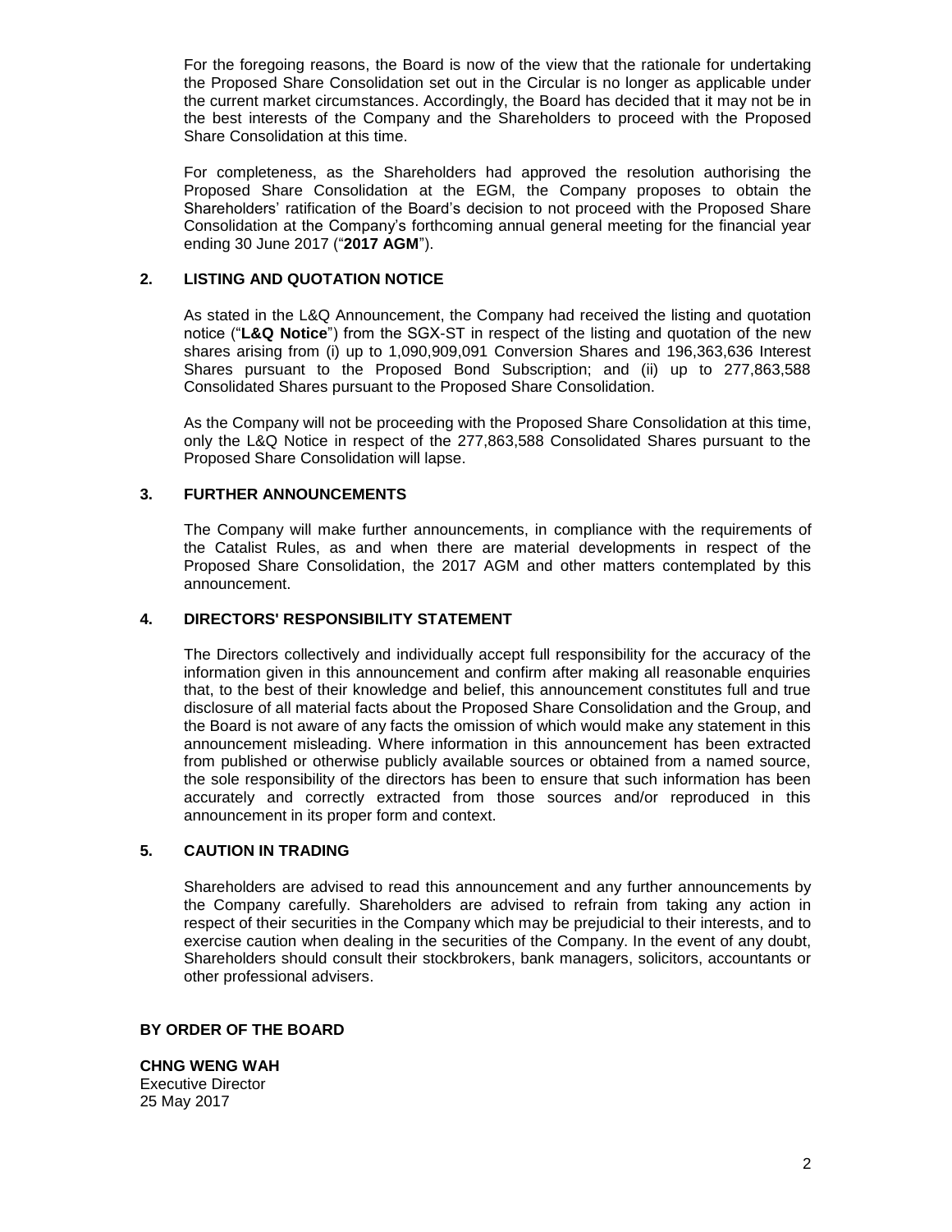For the foregoing reasons, the Board is now of the view that the rationale for undertaking the Proposed Share Consolidation set out in the Circular is no longer as applicable under the current market circumstances. Accordingly, the Board has decided that it may not be in the best interests of the Company and the Shareholders to proceed with the Proposed Share Consolidation at this time.

For completeness, as the Shareholders had approved the resolution authorising the Proposed Share Consolidation at the EGM, the Company proposes to obtain the Shareholders' ratification of the Board's decision to not proceed with the Proposed Share Consolidation at the Company's forthcoming annual general meeting for the financial year ending 30 June 2017 ("**2017 AGM**").

## 2. LISTING AND QUOTATION NOTICE

As stated in the L&Q Announcement, the Company had received the listing and quotation notice ("**L&Q Notice**") from the SGX-ST in respect of the listing and quotation of the new shares arising from (i) up to 1,090,909,091 Conversion Shares and 196,363,636 Interest Shares pursuant to the Proposed Bond Subscription; and (ii) up to 277,863,588 Consolidated Shares pursuant to the Proposed Share Consolidation.

As the Company will not be proceeding with the Proposed Share Consolidation at this time, only the L&Q Notice in respect of the 277,863,588 Consolidated Shares pursuant to the Proposed Share Consolidation will lapse.

## 3. FURTHER ANNOUNCEMENTS

The Company will make further announcements, in compliance with the requirements of the Catalist Rules, as and when there are material developments in respect of the Proposed Share Consolidation, the 2017 AGM and other matters contemplated by this announcement.

## 4. DIRECTORS' RESPONSIBILITY STATEMENT

The Directors collectively and individually accept full responsibility for the accuracy of the information given in this announcement and confirm after making all reasonable enquiries that, to the best of their knowledge and belief, this announcement constitutes full and true disclosure of all material facts about the Proposed Share Consolidation and the Group, and the Board is not aware of any facts the omission of which would make any statement in this announcement misleading. Where information in this announcement has been extracted from published or otherwise publicly available sources or obtained from a named source, the sole responsibility of the directors has been to ensure that such information has been accurately and correctly extracted from those sources and/or reproduced in this announcement in its proper form and context.

## 5. CAUTION IN TRADING

Shareholders are advised to read this announcement and any further announcements by the Company carefully. Shareholders are advised to refrain from taking any action in respect of their securities in the Company which may be prejudicial to their interests, and to exercise caution when dealing in the securities of the Company. In the event of any doubt, Shareholders should consult their stockbrokers, bank managers, solicitors, accountants or other professional advisers.

**BY ORDER OF THE BOARD**

**CHNG WENG WAH**
Executive Director
25 May 2017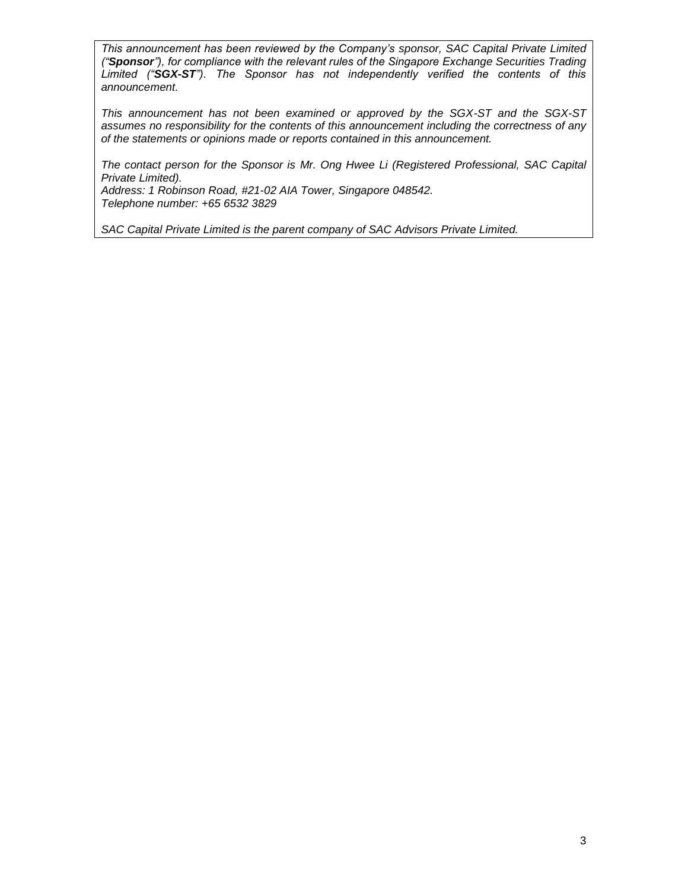*This announcement has been reviewed by the Company's sponsor, SAC Capital Private Limited ("**Sponsor**"), for compliance with the relevant rules of the Singapore Exchange Securities Trading Limited ("**SGX-ST**"). The Sponsor has not independently verified the contents of this announcement.*

*This announcement has not been examined or approved by the SGX-ST and the SGX-ST assumes no responsibility for the contents of this announcement including the correctness of any of the statements or opinions made or reports contained in this announcement.*

*The contact person for the Sponsor is Mr. Ong Hwee Li (Registered Professional, SAC Capital Private Limited).*
*Address: 1 Robinson Road, #21-02 AIA Tower, Singapore 048542.*
*Telephone number: +65 6532 3829*

*SAC Capital Private Limited is the parent company of SAC Advisors Private Limited.*